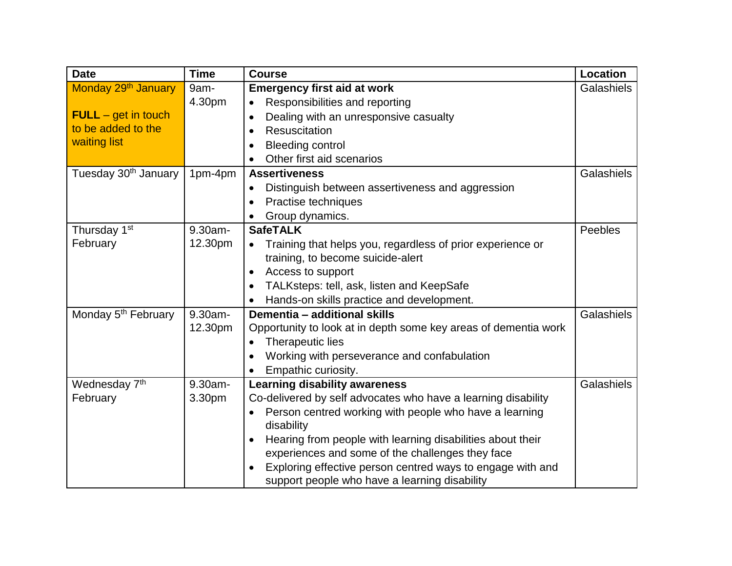| Date | Time | Course | Location |
|---|---|---|---|
| Monday 29th January<br><br>**FULL** – get in touch to be added to the waiting list | 9am-4.30pm | **Emergency first aid at work**<br>• Responsibilities and reporting<br>• Dealing with an unresponsive casualty<br>• Resuscitation<br>• Bleeding control<br>• Other first aid scenarios | Galashiels |
| Tuesday 30th January | 1pm-4pm | **Assertiveness**<br>• Distinguish between assertiveness and aggression<br>• Practise techniques<br>• Group dynamics. | Galashiels |
| Thursday 1st February | 9.30am-12.30pm | **SafeTALK**<br>• Training that helps you, regardless of prior experience or training, to become suicide-alert<br>• Access to support<br>• TALKsteps: tell, ask, listen and KeepSafe<br>• Hands-on skills practice and development. | Peebles |
| Monday 5th February | 9.30am-12.30pm | **Dementia – additional skills**<br>Opportunity to look at in depth some key areas of dementia work<br>• Therapeutic lies<br>• Working with perseverance and confabulation<br>• Empathic curiosity. | Galashiels |
| Wednesday 7th February | 9.30am-3.30pm | **Learning disability awareness**<br>Co-delivered by self advocates who have a learning disability<br>• Person centred working with people who have a learning disability<br>• Hearing from people with learning disabilities about their experiences and some of the challenges they face<br>• Exploring effective person centred ways to engage with and support people who have a learning disability | Galashiels |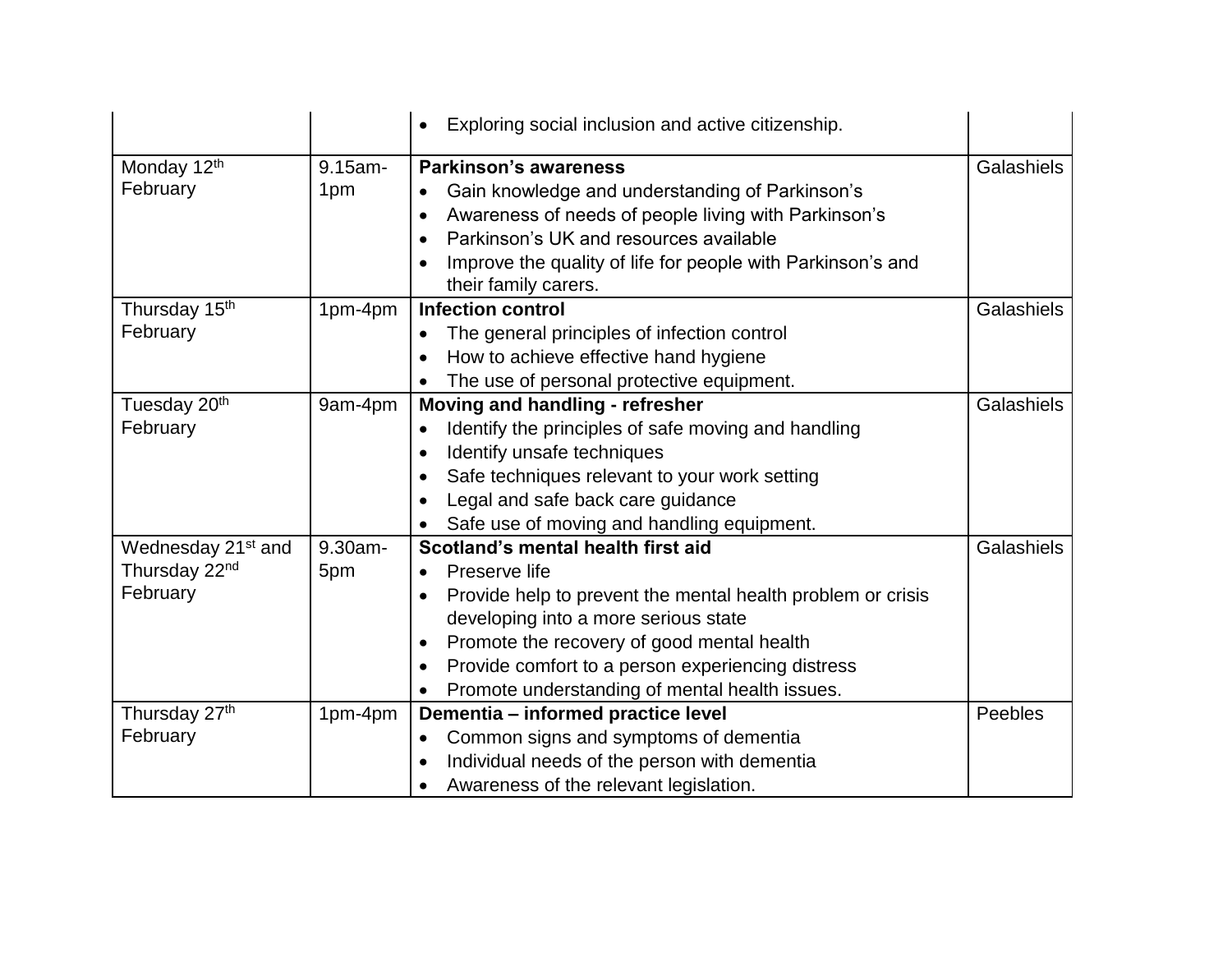| | | | |
|---|---|---|---|
| | | • Exploring social inclusion and active citizenship. | |
| Monday 12th February | 9.15am-1pm | **Parkinson's awareness**<br>• Gain knowledge and understanding of Parkinson's<br>• Awareness of needs of people living with Parkinson's<br>• Parkinson's UK and resources available<br>• Improve the quality of life for people with Parkinson's and their family carers. | Galashiels |
| Thursday 15th February | 1pm-4pm | **Infection control**<br>• The general principles of infection control<br>• How to achieve effective hand hygiene<br>• The use of personal protective equipment. | Galashiels |
| Tuesday 20th February | 9am-4pm | **Moving and handling - refresher**<br>• Identify the principles of safe moving and handling<br>• Identify unsafe techniques<br>• Safe techniques relevant to your work setting<br>• Legal and safe back care guidance<br>• Safe use of moving and handling equipment. | Galashiels |
| Wednesday 21st and Thursday 22nd February | 9.30am-5pm | **Scotland's mental health first aid**<br>• Preserve life<br>• Provide help to prevent the mental health problem or crisis developing into a more serious state<br>• Promote the recovery of good mental health<br>• Provide comfort to a person experiencing distress<br>• Promote understanding of mental health issues. | Galashiels |
| Thursday 27th February | 1pm-4pm | **Dementia – informed practice level**<br>• Common signs and symptoms of dementia<br>• Individual needs of the person with dementia<br>• Awareness of the relevant legislation. | Peebles |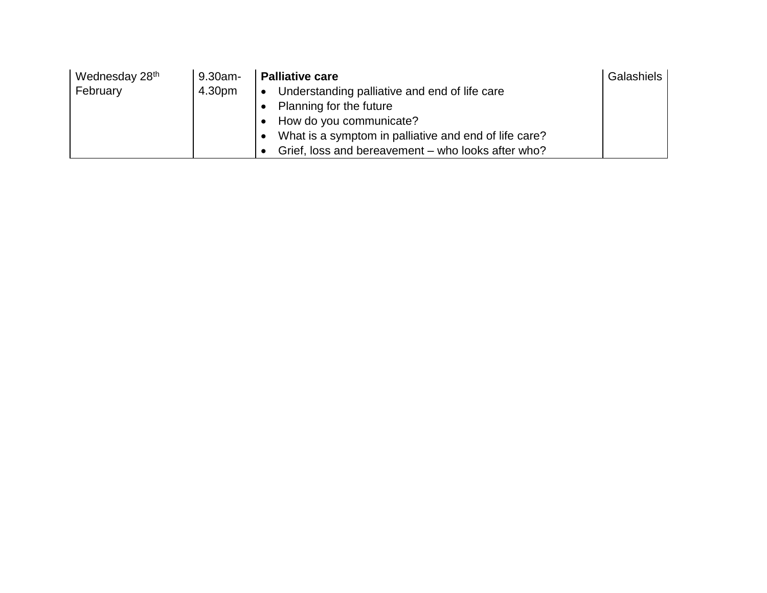| | | | |
|---|---|---|---|
| Wednesday 28th February | 9.30am-4.30pm | **Palliative care**<br>• Understanding palliative and end of life care<br>• Planning for the future<br>• How do you communicate?<br>• What is a symptom in palliative and end of life care?<br>• Grief, loss and bereavement – who looks after who? | Galashiels |